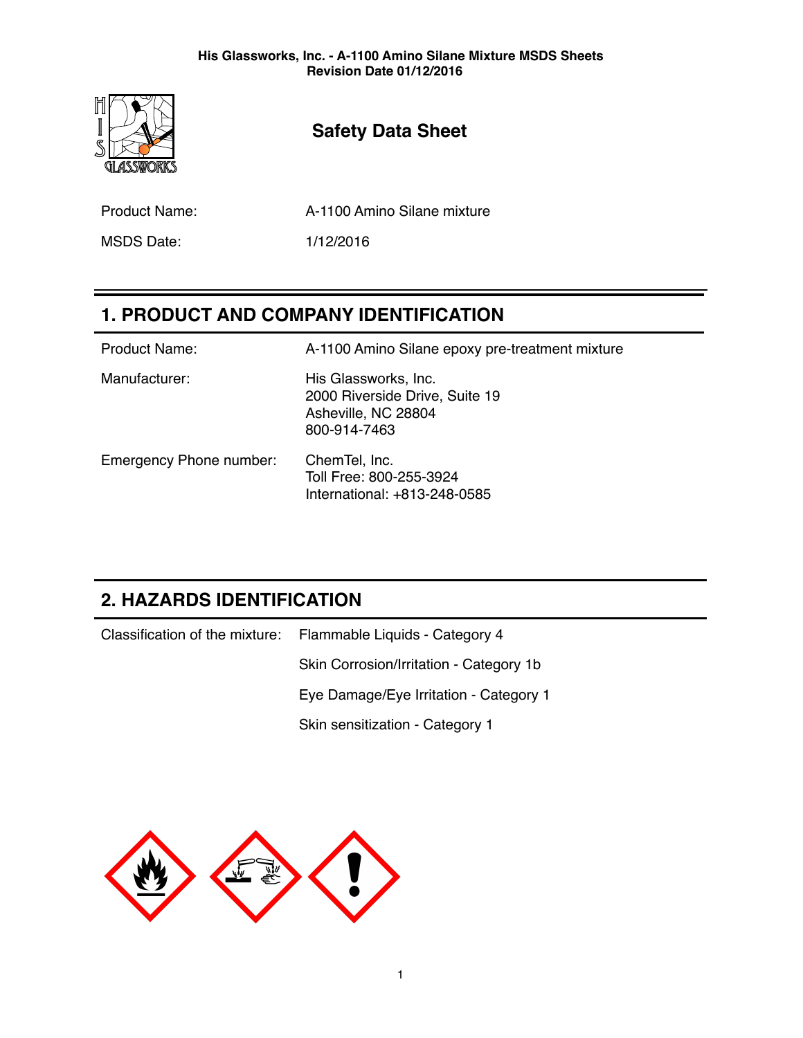# Safety Data Sheet

| | |
|---|---|
| Product Name: | A-1100 Amino Silane mixture |
| MSDS Date: | 1/12/2016 |

## 1. PRODUCT AND COMPANY IDENTIFICATION

| | |
|---|---|
| Product Name: | A-1100 Amino Silane epoxy pre-treatment mixture |
| Manufacturer: | His Glassworks, Inc.<br>2000 Riverside Drive, Suite 19<br>Asheville, NC 28804<br>800-914-7463 |
| Emergency Phone number: | ChemTel, Inc.<br>Toll Free: 800-255-3924<br>International: +813-248-0585 |

## 2. HAZARDS IDENTIFICATION

Classification of the mixture:

- Flammable Liquids - Category 4
- Skin Corrosion/Irritation - Category 1b
- Eye Damage/Eye Irritation - Category 1
- Skin sensitization - Category 1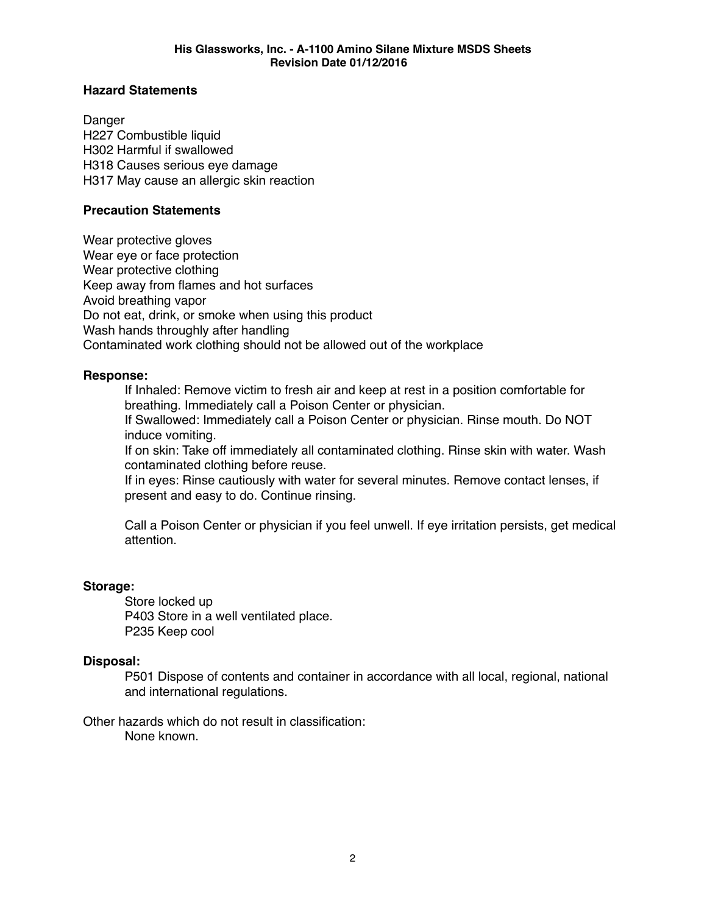### Hazard Statements

Danger
H227 Combustible liquid
H302 Harmful if swallowed
H318 Causes serious eye damage
H317 May cause an allergic skin reaction

### Precaution Statements

Wear protective gloves
Wear eye or face protection
Wear protective clothing
Keep away from flames and hot surfaces
Avoid breathing vapor
Do not eat, drink, or smoke when using this product
Wash hands throughly after handling
Contaminated work clothing should not be allowed out of the workplace

### Response:

If Inhaled: Remove victim to fresh air and keep at rest in a position comfortable for breathing. Immediately call a Poison Center or physician.
If Swallowed: Immediately call a Poison Center or physician. Rinse mouth. Do NOT induce vomiting.
If on skin: Take off immediately all contaminated clothing. Rinse skin with water. Wash contaminated clothing before reuse.
If in eyes: Rinse cautiously with water for several minutes. Remove contact lenses, if present and easy to do. Continue rinsing.

Call a Poison Center or physician if you feel unwell. If eye irritation persists, get medical attention.

### Storage:

Store locked up
P403 Store in a well ventilated place.
P235 Keep cool

### Disposal:

P501 Dispose of contents and container in accordance with all local, regional, national and international regulations.

Other hazards which do not result in classification:
None known.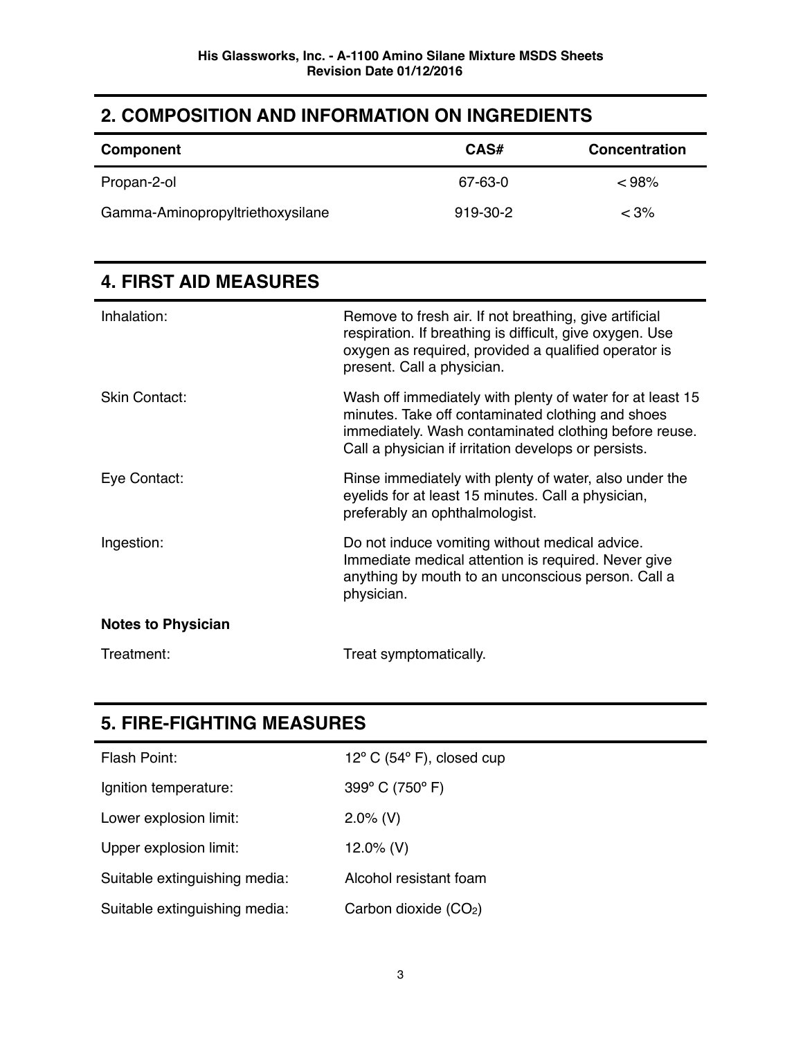## 2. COMPOSITION AND INFORMATION ON INGREDIENTS

| Component | CAS# | Concentration |
|---|---|---|
| Propan-2-ol | 67-63-0 | < 98% |
| Gamma-Aminopropyltriethoxysilane | 919-30-2 | < 3% |

## 4. FIRST AID MEASURES

| | |
|---|---|
| Inhalation: | Remove to fresh air. If not breathing, give artificial respiration. If breathing is difficult, give oxygen. Use oxygen as required, provided a qualified operator is present. Call a physician. |
| Skin Contact: | Wash off immediately with plenty of water for at least 15 minutes. Take off contaminated clothing and shoes immediately. Wash contaminated clothing before reuse. Call a physician if irritation develops or persists. |
| Eye Contact: | Rinse immediately with plenty of water, also under the eyelids for at least 15 minutes. Call a physician, preferably an ophthalmologist. |
| Ingestion: | Do not induce vomiting without medical advice. Immediate medical attention is required. Never give anything by mouth to an unconscious person. Call a physician. |

**Notes to Physician**

| | |
|---|---|
| Treatment: | Treat symptomatically. |

## 5. FIRE-FIGHTING MEASURES

| | |
|---|---|
| Flash Point: | 12° C (54° F), closed cup |
| Ignition temperature: | 399° C (750° F) |
| Lower explosion limit: | 2.0% (V) |
| Upper explosion limit: | 12.0% (V) |
| Suitable extinguishing media: | Alcohol resistant foam |
| Suitable extinguishing media: | Carbon dioxide ($CO_2$) |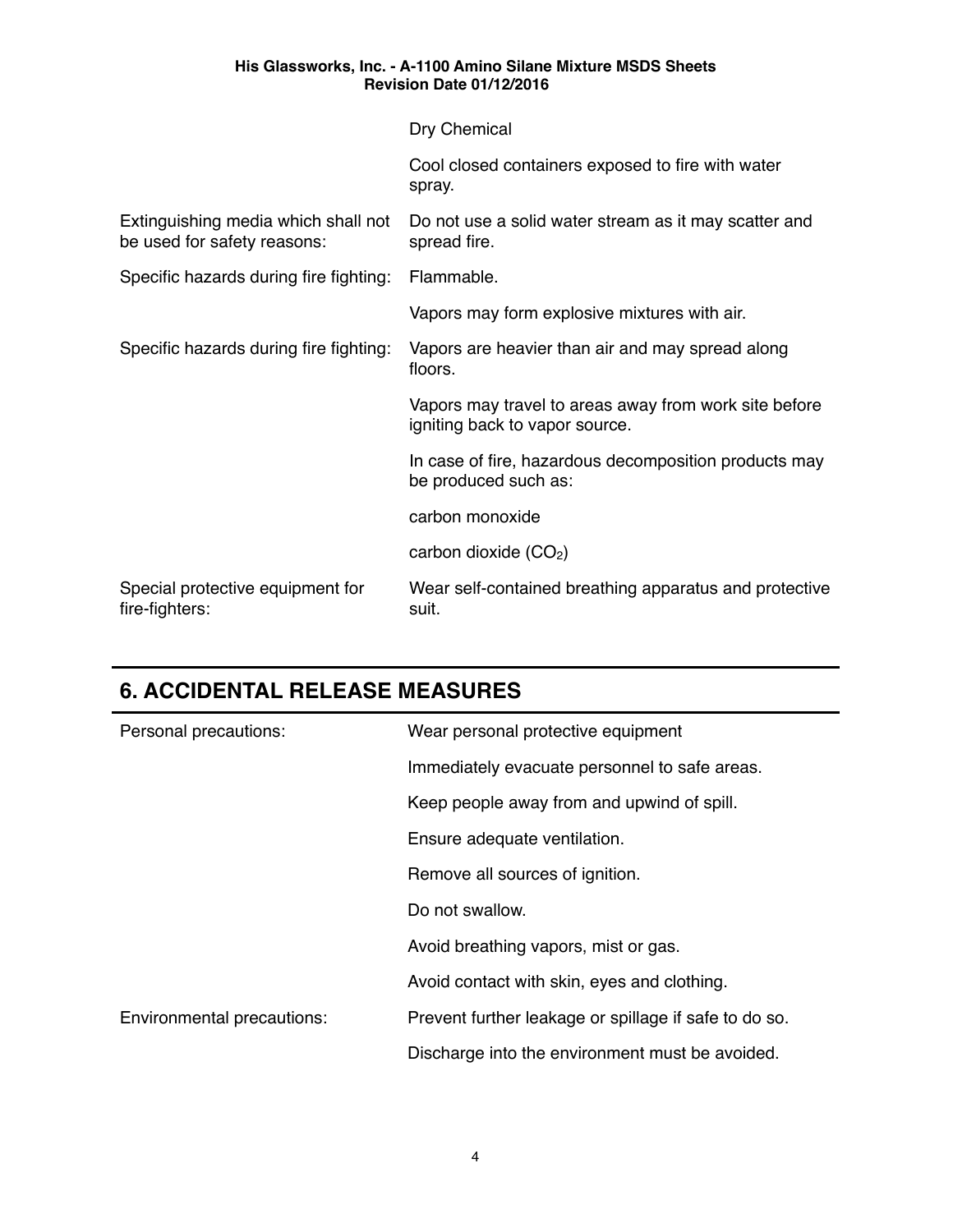| | |
|---|---|
| | Dry Chemical |
| | Cool closed containers exposed to fire with water spray. |
| Extinguishing media which shall not be used for safety reasons: | Do not use a solid water stream as it may scatter and spread fire. |
| Specific hazards during fire fighting: | Flammable. |
| | Vapors may form explosive mixtures with air. |
| Specific hazards during fire fighting: | Vapors are heavier than air and may spread along floors. |
| | Vapors may travel to areas away from work site before igniting back to vapor source. |
| | In case of fire, hazardous decomposition products may be produced such as: |
| | carbon monoxide |
| | carbon dioxide ($CO_2$) |
| Special protective equipment for fire-fighters: | Wear self-contained breathing apparatus and protective suit. |

## 6. ACCIDENTAL RELEASE MEASURES

| | |
|---|---|
| Personal precautions: | Wear personal protective equipment |
| | Immediately evacuate personnel to safe areas. |
| | Keep people away from and upwind of spill. |
| | Ensure adequate ventilation. |
| | Remove all sources of ignition. |
| | Do not swallow. |
| | Avoid breathing vapors, mist or gas. |
| | Avoid contact with skin, eyes and clothing. |
| Environmental precautions: | Prevent further leakage or spillage if safe to do so. |
| | Discharge into the environment must be avoided. |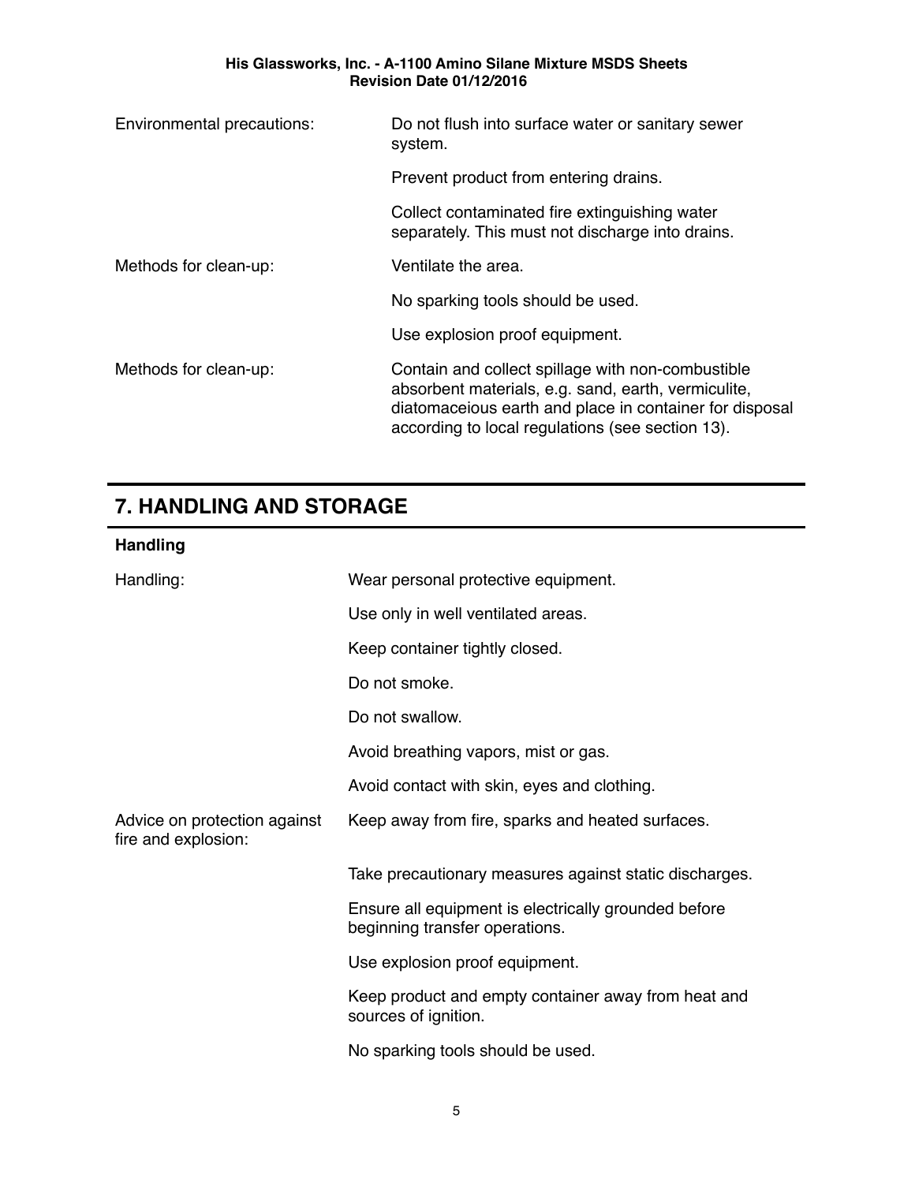| | |
|---|---|
| Environmental precautions: | Do not flush into surface water or sanitary sewer system. |
| | Prevent product from entering drains. |
| | Collect contaminated fire extinguishing water separately. This must not discharge into drains. |
| Methods for clean-up: | Ventilate the area. |
| | No sparking tools should be used. |
| | Use explosion proof equipment. |
| Methods for clean-up: | Contain and collect spillage with non-combustible absorbent materials, e.g. sand, earth, vermiculite, diatomaceious earth and place in container for disposal according to local regulations (see section 13). |

## 7. HANDLING AND STORAGE

### Handling

| | |
|---|---|
| Handling: | Wear personal protective equipment. |
| | Use only in well ventilated areas. |
| | Keep container tightly closed. |
| | Do not smoke. |
| | Do not swallow. |
| | Avoid breathing vapors, mist or gas. |
| | Avoid contact with skin, eyes and clothing. |
| Advice on protection against fire and explosion: | Keep away from fire, sparks and heated surfaces. |
| | Take precautionary measures against static discharges. |
| | Ensure all equipment is electrically grounded before beginning transfer operations. |
| | Use explosion proof equipment. |
| | Keep product and empty container away from heat and sources of ignition. |
| | No sparking tools should be used. |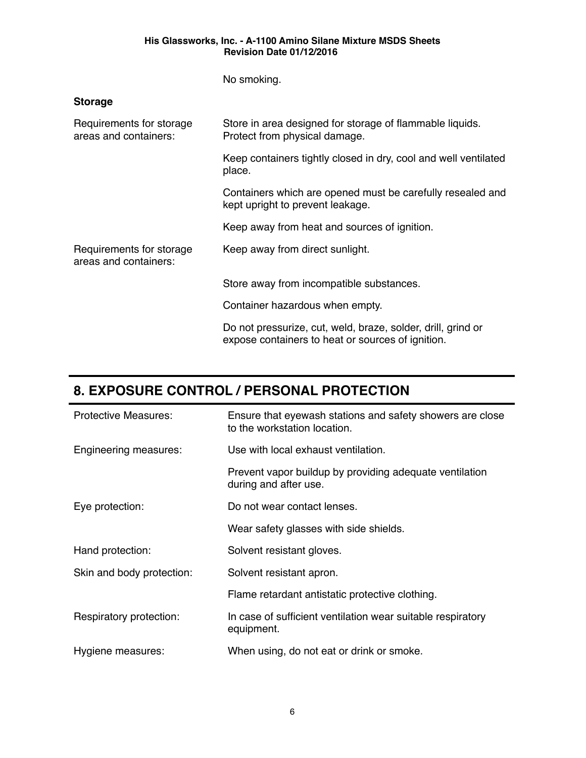No smoking.

**Storage**

| | |
|---|---|
| Requirements for storage areas and containers: | Store in area designed for storage of flammable liquids. Protect from physical damage. |
| | Keep containers tightly closed in dry, cool and well ventilated place. |
| | Containers which are opened must be carefully resealed and kept upright to prevent leakage. |
| | Keep away from heat and sources of ignition. |
| Requirements for storage areas and containers: | Keep away from direct sunlight. |
| | Store away from incompatible substances. |
| | Container hazardous when empty. |
| | Do not pressurize, cut, weld, braze, solder, drill, grind or expose containers to heat or sources of ignition. |

## 8. EXPOSURE CONTROL / PERSONAL PROTECTION

| | |
|---|---|
| Protective Measures: | Ensure that eyewash stations and safety showers are close to the workstation location. |
| Engineering measures: | Use with local exhaust ventilation. |
| | Prevent vapor buildup by providing adequate ventilation during and after use. |
| Eye protection: | Do not wear contact lenses. |
| | Wear safety glasses with side shields. |
| Hand protection: | Solvent resistant gloves. |
| Skin and body protection: | Solvent resistant apron. |
| | Flame retardant antistatic protective clothing. |
| Respiratory protection: | In case of sufficient ventilation wear suitable respiratory equipment. |
| Hygiene measures: | When using, do not eat or drink or smoke. |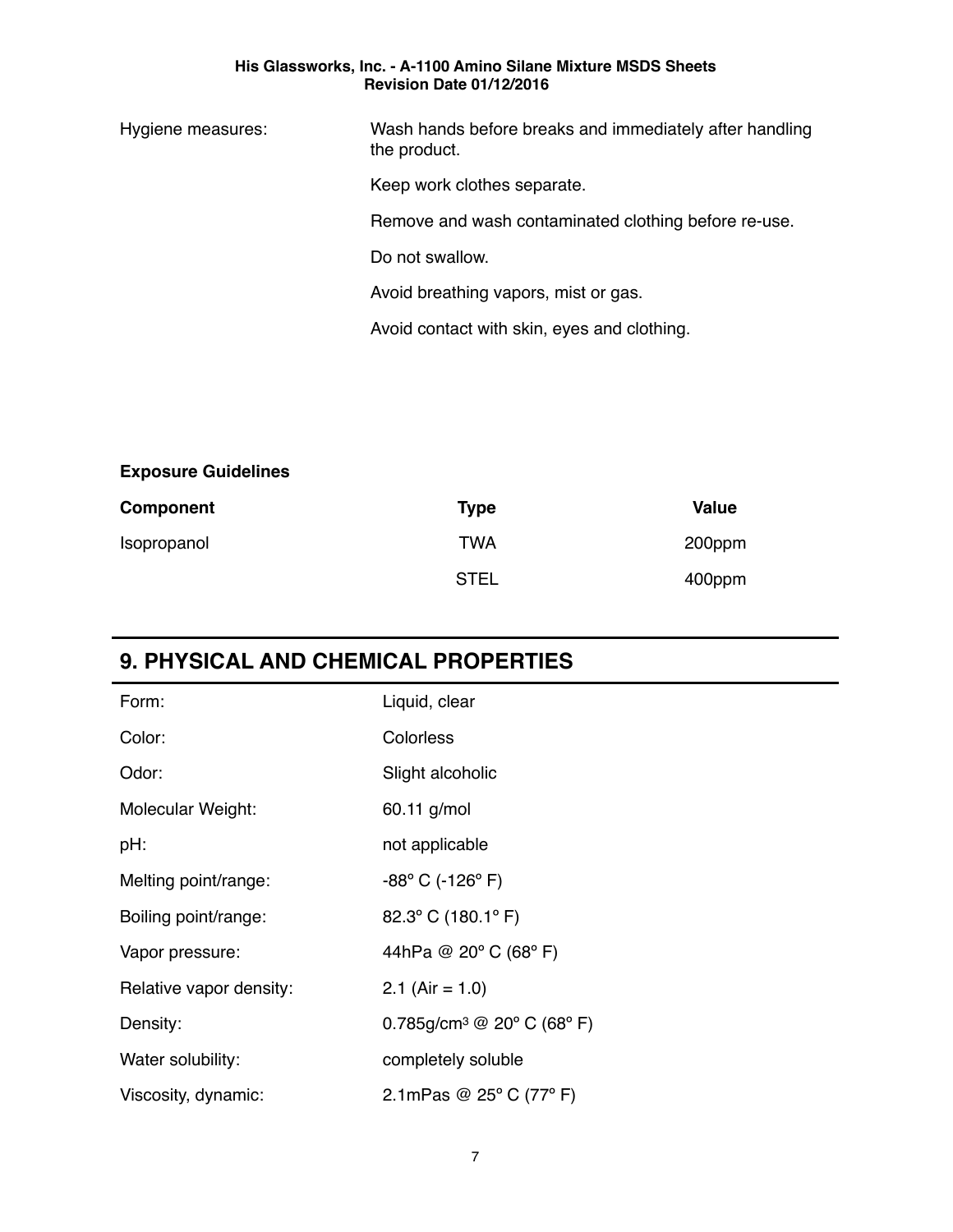| | |
|---|---|
| Hygiene measures: | Wash hands before breaks and immediately after handling the product. |
| | Keep work clothes separate. |
| | Remove and wash contaminated clothing before re-use. |
| | Do not swallow. |
| | Avoid breathing vapors, mist or gas. |
| | Avoid contact with skin, eyes and clothing. |

**Exposure Guidelines**

| Component | Type | Value |
|---|---|---|
| Isopropanol | TWA | 200ppm |
| | STEL | 400ppm |

## 9. PHYSICAL AND CHEMICAL PROPERTIES

| | |
|---|---|
| Form: | Liquid, clear |
| Color: | Colorless |
| Odor: | Slight alcoholic |
| Molecular Weight: | 60.11 g/mol |
| pH: | not applicable |
| Melting point/range: | -88° C (-126° F) |
| Boiling point/range: | 82.3° C (180.1° F) |
| Vapor pressure: | 44hPa @ 20° C (68° F) |
| Relative vapor density: | 2.1 (Air = 1.0) |
| Density: | 0.785g/cm$^3$ @ 20° C (68° F) |
| Water solubility: | completely soluble |
| Viscosity, dynamic: | 2.1mPas @ 25° C (77° F) |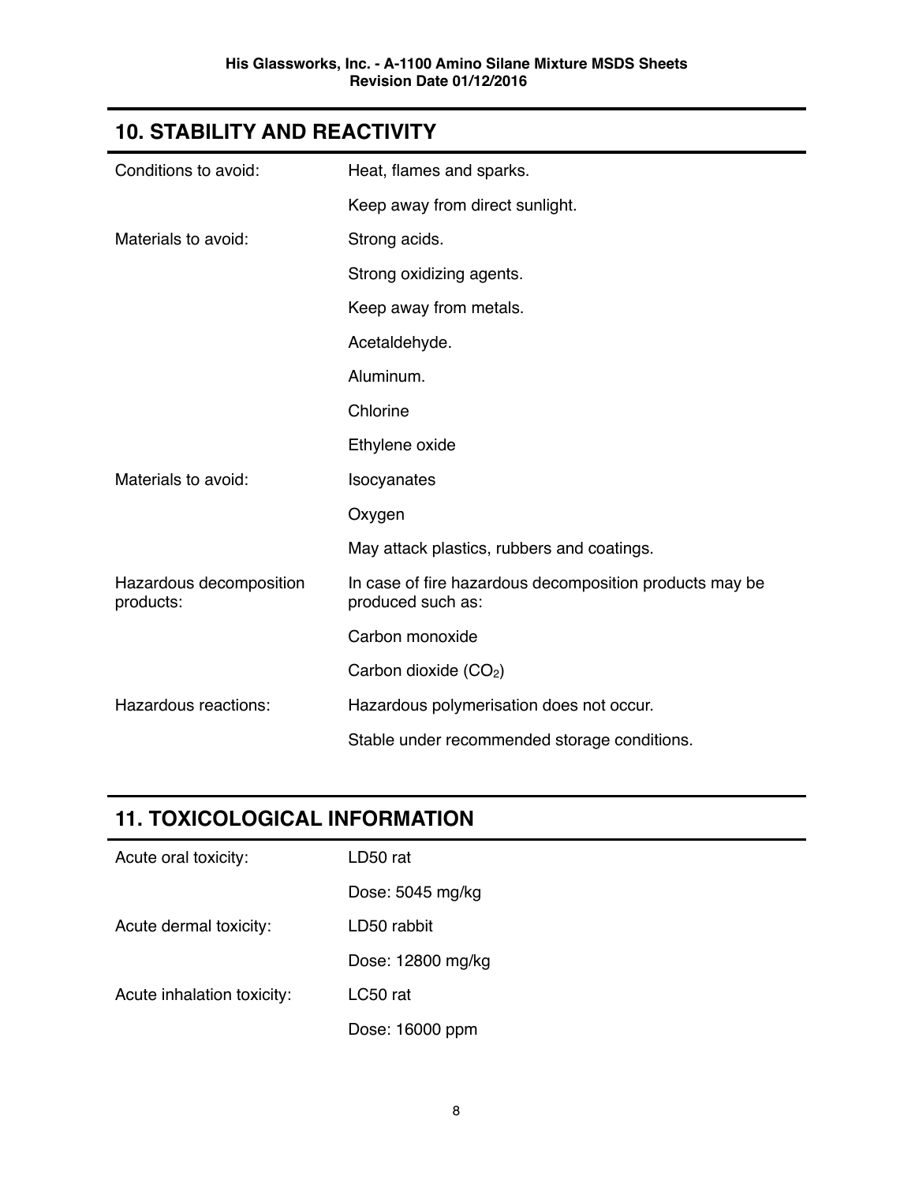## 10. STABILITY AND REACTIVITY

| | |
|---|---|
| Conditions to avoid: | Heat, flames and sparks. |
| | Keep away from direct sunlight. |
| Materials to avoid: | Strong acids. |
| | Strong oxidizing agents. |
| | Keep away from metals. |
| | Acetaldehyde. |
| | Aluminum. |
| | Chlorine |
| | Ethylene oxide |
| Materials to avoid: | Isocyanates |
| | Oxygen |
| | May attack plastics, rubbers and coatings. |
| Hazardous decomposition products: | In case of fire hazardous decomposition products may be produced such as: |
| | Carbon monoxide |
| | Carbon dioxide ($CO_2$) |
| Hazardous reactions: | Hazardous polymerisation does not occur. |
| | Stable under recommended storage conditions. |

## 11. TOXICOLOGICAL INFORMATION

| | |
|---|---|
| Acute oral toxicity: | LD50 rat |
| | Dose: 5045 mg/kg |
| Acute dermal toxicity: | LD50 rabbit |
| | Dose: 12800 mg/kg |
| Acute inhalation toxicity: | LC50 rat |
| | Dose: 16000 ppm |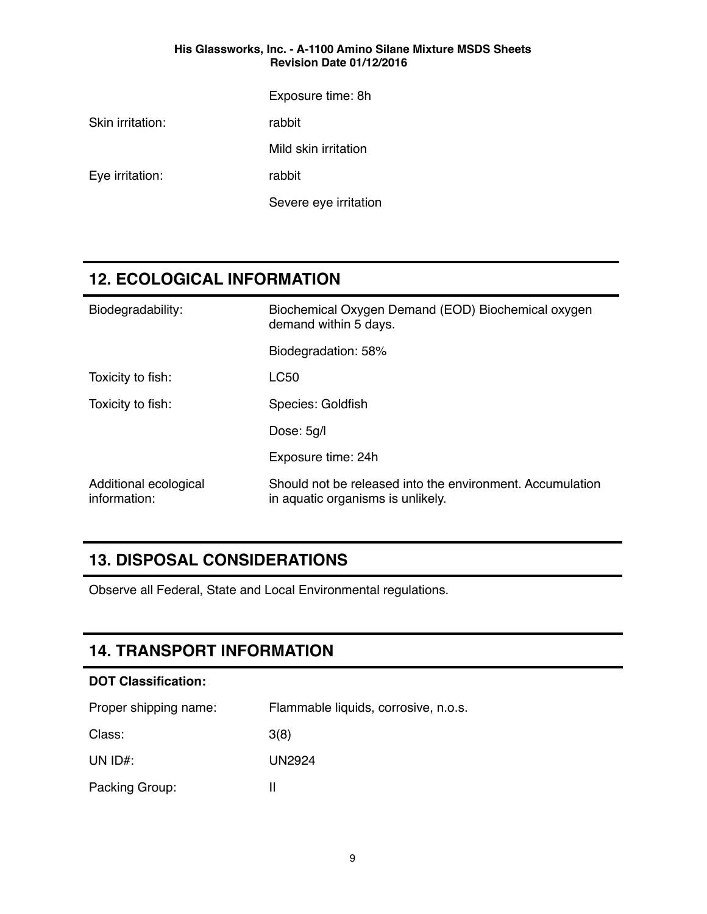| | |
|---|---|
| | Exposure time: 8h |
| Skin irritation: | rabbit |
| | Mild skin irritation |
| Eye irritation: | rabbit |
| | Severe eye irritation |

## 12. ECOLOGICAL INFORMATION

| | |
|---|---|
| Biodegradability: | Biochemical Oxygen Demand (EOD) Biochemical oxygen demand within 5 days. |
| | Biodegradation: 58% |
| Toxicity to fish: | LC50 |
| Toxicity to fish: | Species: Goldfish |
| | Dose: 5g/l |
| | Exposure time: 24h |
| Additional ecological information: | Should not be released into the environment. Accumulation in aquatic organisms is unlikely. |

## 13. DISPOSAL CONSIDERATIONS

Observe all Federal, State and Local Environmental regulations.

## 14. TRANSPORT INFORMATION

**DOT Classification:**

| | |
|---|---|
| Proper shipping name: | Flammable liquids, corrosive, n.o.s. |
| Class: | 3(8) |
| UN ID#: | UN2924 |
| Packing Group: | II |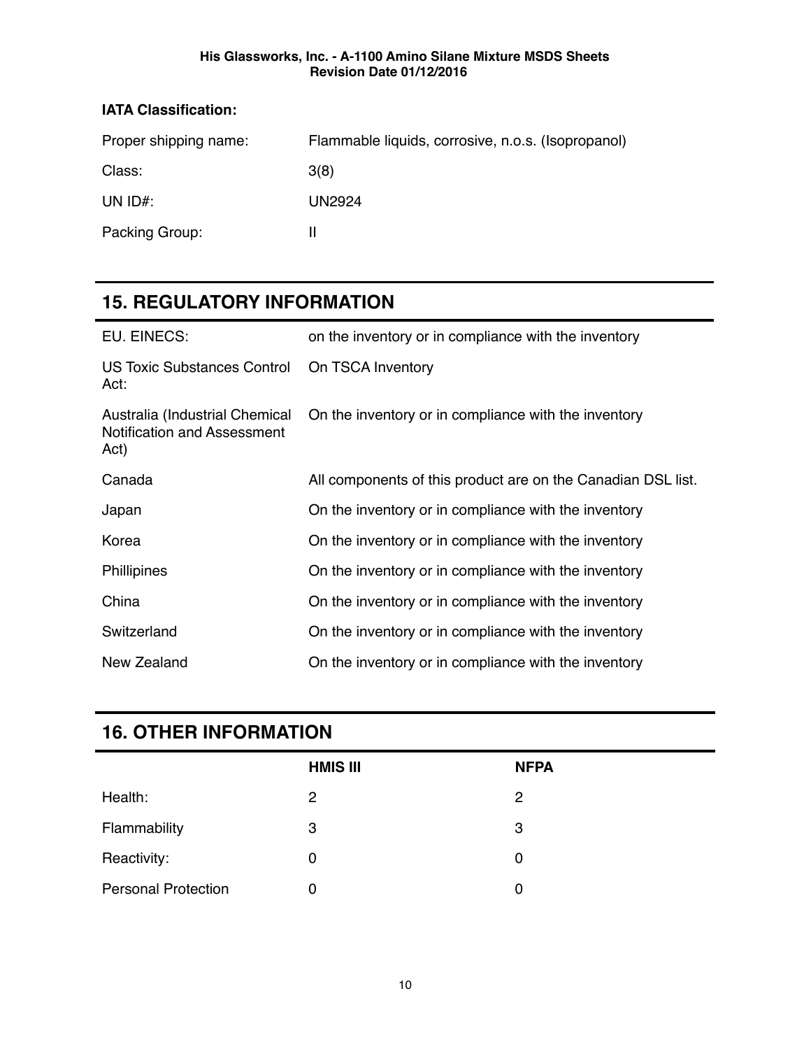**IATA Classification:**

| | |
|---|---|
| Proper shipping name: | Flammable liquids, corrosive, n.o.s. (Isopropanol) |
| Class: | 3(8) |
| UN ID#: | UN2924 |
| Packing Group: | II |

## 15. REGULATORY INFORMATION

| | |
|---|---|
| EU. EINECS: | on the inventory or in compliance with the inventory |
| US Toxic Substances Control Act: | On TSCA Inventory |
| Australia (Industrial Chemical Notification and Assessment Act) | On the inventory or in compliance with the inventory |
| Canada | All components of this product are on the Canadian DSL list. |
| Japan | On the inventory or in compliance with the inventory |
| Korea | On the inventory or in compliance with the inventory |
| Phillipines | On the inventory or in compliance with the inventory |
| China | On the inventory or in compliance with the inventory |
| Switzerland | On the inventory or in compliance with the inventory |
| New Zealand | On the inventory or in compliance with the inventory |

## 16. OTHER INFORMATION

| | HMIS III | NFPA |
|---|---|---|
| Health: | 2 | 2 |
| Flammability | 3 | 3 |
| Reactivity: | 0 | 0 |
| Personal Protection | 0 | 0 |